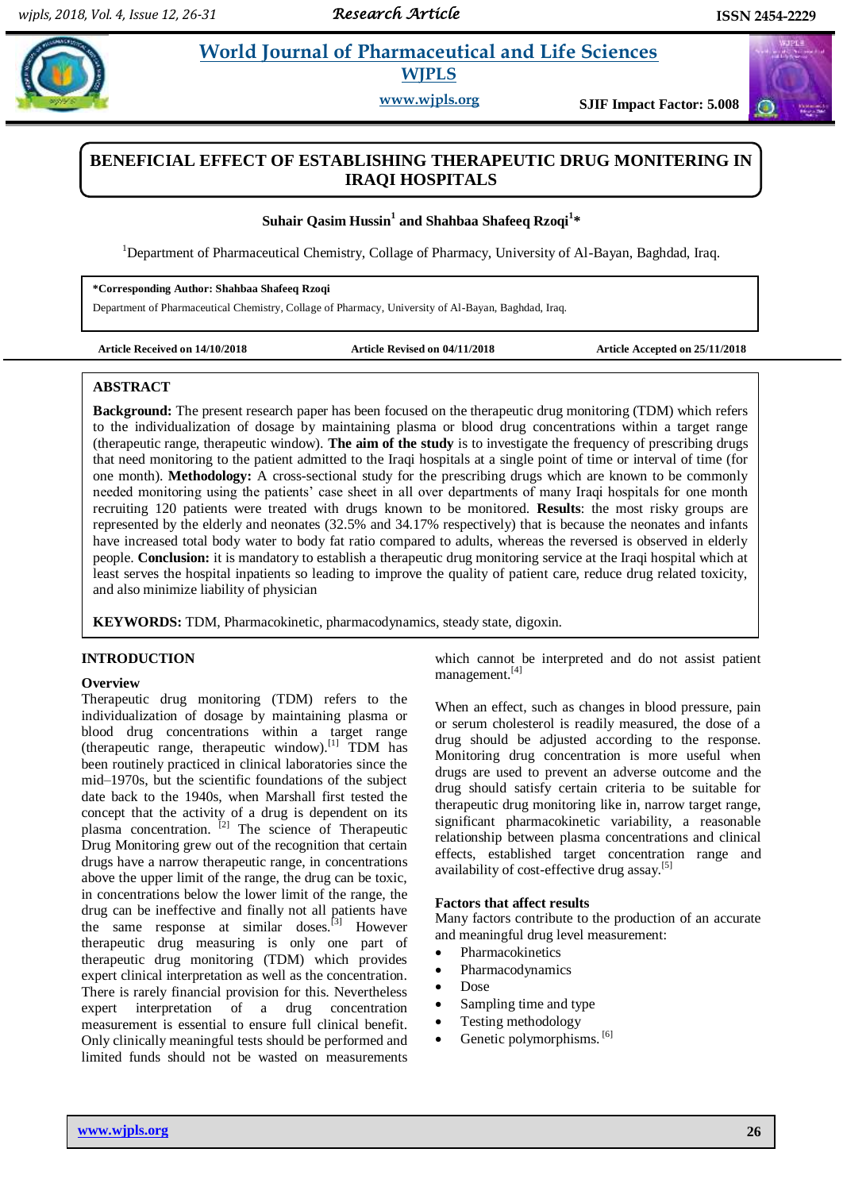# BENEFICIAL EFFECT OF ESTABLISHING THERAPEUTIC DRUG MONITERING IN IRAQI HOSPITALS

**Suhair Qasim Hussin[1] and Shahbaa Shafeeq Rzoqi[1]***

[1]Department of Pharmaceutical Chemistry, Collage of Pharmacy, University of Al-Bayan, Baghdad, Iraq.

**\*Corresponding Author: Shahbaa Shafeeq Rzoqi**
Department of Pharmaceutical Chemistry, Collage of Pharmacy, University of Al-Bayan, Baghdad, Iraq.

**Article Received on 14/10/2018** **Article Revised on 04/11/2018** **Article Accepted on 25/11/2018**

## ABSTRACT

**Background:** The present research paper has been focused on the therapeutic drug monitoring (TDM) which refers to the individualization of dosage by maintaining plasma or blood drug concentrations within a target range (therapeutic range, therapeutic window). **The aim of the study** is to investigate the frequency of prescribing drugs that need monitoring to the patient admitted to the Iraqi hospitals at a single point of time or interval of time (for one month). **Methodology:** A cross-sectional study for the prescribing drugs which are known to be commonly needed monitoring using the patients' case sheet in all over departments of many Iraqi hospitals for one month recruiting 120 patients were treated with drugs known to be monitored. **Results**: the most risky groups are represented by the elderly and neonates (32.5% and 34.17% respectively) that is because the neonates and infants have increased total body water to body fat ratio compared to adults, whereas the reversed is observed in elderly people. **Conclusion:** it is mandatory to establish a therapeutic drug monitoring service at the Iraqi hospital which at least serves the hospital inpatients so leading to improve the quality of patient care, reduce drug related toxicity, and also minimize liability of physician

**KEYWORDS:** TDM, Pharmacokinetic, pharmacodynamics, steady state, digoxin.

## INTRODUCTION

### Overview

Therapeutic drug monitoring (TDM) refers to the individualization of dosage by maintaining plasma or blood drug concentrations within a target range (therapeutic range, therapeutic window).[1] TDM has been routinely practiced in clinical laboratories since the mid–1970s, but the scientific foundations of the subject date back to the 1940s, when Marshall first tested the concept that the activity of a drug is dependent on its plasma concentration. [2] The science of Therapeutic Drug Monitoring grew out of the recognition that certain drugs have a narrow therapeutic range, in concentrations above the upper limit of the range, the drug can be toxic, in concentrations below the lower limit of the range, the drug can be ineffective and finally not all patients have the same response at similar doses.[3] However therapeutic drug measuring is only one part of therapeutic drug monitoring (TDM) which provides expert clinical interpretation as well as the concentration. There is rarely financial provision for this. Nevertheless expert interpretation of a drug concentration measurement is essential to ensure full clinical benefit. Only clinically meaningful tests should be performed and limited funds should not be wasted on measurements which cannot be interpreted and do not assist patient management.[4]

When an effect, such as changes in blood pressure, pain or serum cholesterol is readily measured, the dose of a drug should be adjusted according to the response. Monitoring drug concentration is more useful when drugs are used to prevent an adverse outcome and the drug should satisfy certain criteria to be suitable for therapeutic drug monitoring like in, narrow target range, significant pharmacokinetic variability, a reasonable relationship between plasma concentrations and clinical effects, established target concentration range and availability of cost-effective drug assay.[5]

### Factors that affect results

Many factors contribute to the production of an accurate and meaningful drug level measurement:

- Pharmacokinetics
- Pharmacodynamics
- Dose
- Sampling time and type
- Testing methodology
- Genetic polymorphisms. [6]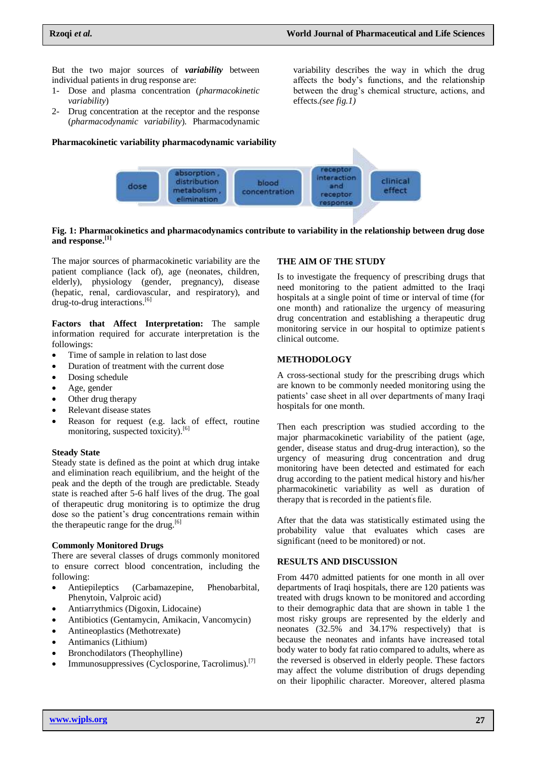But the two major sources of ***variability*** between individual patients in drug response are:

1- Dose and plasma concentration (*pharmacokinetic variability*)
2- Drug concentration at the receptor and the response (*pharmacodynamic variability*). Pharmacodynamic variability describes the way in which the drug affects the body's functions, and the relationship between the drug's chemical structure, actions, and effects.*(see fig.1)*

**Pharmacokinetic variability pharmacodynamic variability**

dose → absorption , distribution metabolism , elimination → blood concentration → receptor interaction and receptor response → clinical effect

**Fig. 1: Pharmacokinetics and pharmacodynamics contribute to variability in the relationship between drug dose and response.**[1]

The major sources of pharmacokinetic variability are the patient compliance (lack of), age (neonates, children, elderly), physiology (gender, pregnancy), disease (hepatic, renal, cardiovascular, and respiratory), and drug-to-drug interactions.[6]

**Factors that Affect Interpretation:** The sample information required for accurate interpretation is the followings:

- Time of sample in relation to last dose
- Duration of treatment with the current dose
- Dosing schedule
- Age, gender
- Other drug therapy
- Relevant disease states
- Reason for request (e.g. lack of effect, routine monitoring, suspected toxicity).[6]

**Steady State**

Steady state is defined as the point at which drug intake and elimination reach equilibrium, and the height of the peak and the depth of the trough are predictable. Steady state is reached after 5-6 half lives of the drug. The goal of therapeutic drug monitoring is to optimize the drug dose so the patient's drug concentrations remain within the therapeutic range for the drug.[6]

**Commonly Monitored Drugs**

There are several classes of drugs commonly monitored to ensure correct blood concentration, including the following:

- Antiepileptics (Carbamazepine, Phenobarbital, Phenytoin, Valproic acid)
- Antiarrythmics (Digoxin, Lidocaine)
- Antibiotics (Gentamycin, Amikacin, Vancomycin)
- Antineoplastics (Methotrexate)
- Antimanics (Lithium)
- Bronchodilators (Theophylline)
- Immunosuppressives (Cyclosporine, Tacrolimus).[7]

## THE AIM OF THE STUDY

Is to investigate the frequency of prescribing drugs that need monitoring to the patient admitted to the Iraqi hospitals at a single point of time or interval of time (for one month) and rationalize the urgency of measuring drug concentration and establishing a therapeutic drug monitoring service in our hospital to optimize patient's clinical outcome.

## METHODOLOGY

A cross-sectional study for the prescribing drugs which are known to be commonly needed monitoring using the patients' case sheet in all over departments of many Iraqi hospitals for one month.

Then each prescription was studied according to the major pharmacokinetic variability of the patient (age, gender, disease status and drug-drug interaction), so the urgency of measuring drug concentration and drug monitoring have been detected and estimated for each drug according to the patient medical history and his/her pharmacokinetic variability as well as duration of therapy that is recorded in the patient's file.

After that the data was statistically estimated using the probability value that evaluates which cases are significant (need to be monitored) or not.

## RESULTS AND DISCUSSION

From 4470 admitted patients for one month in all over departments of Iraqi hospitals, there are 120 patients was treated with drugs known to be monitored and according to their demographic data that are shown in table 1 the most risky groups are represented by the elderly and neonates (32.5% and 34.17% respectively) that is because the neonates and infants have increased total body water to body fat ratio compared to adults, where as the reversed is observed in elderly people. These factors may affect the volume distribution of drugs depending on their lipophilic character. Moreover, altered plasma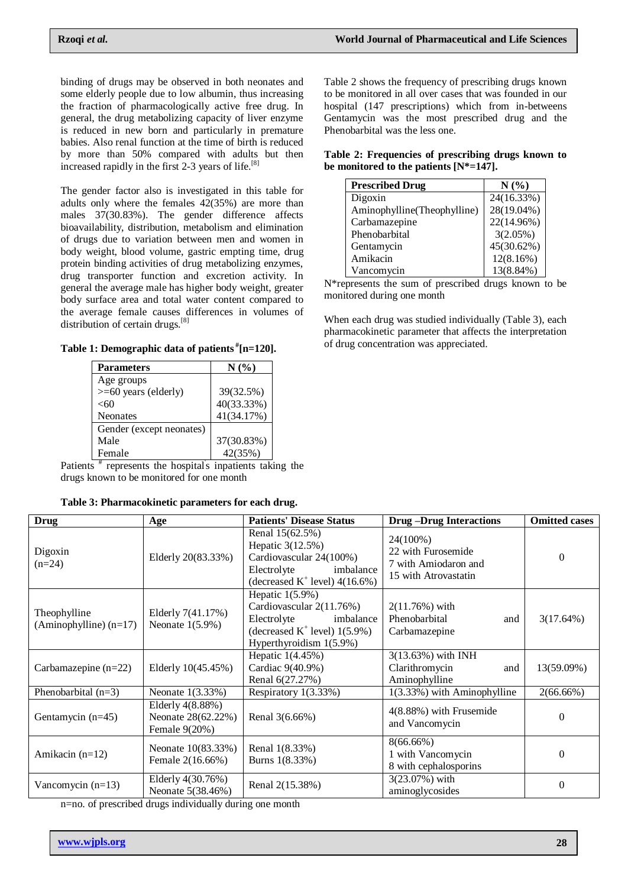binding of drugs may be observed in both neonates and some elderly people due to low albumin, thus increasing the fraction of pharmacologically active free drug. In general, the drug metabolizing capacity of liver enzyme is reduced in new born and particularly in premature babies. Also renal function at the time of birth is reduced by more than 50% compared with adults but then increased rapidly in the first 2-3 years of life.[8]

The gender factor also is investigated in this table for adults only where the females 42(35%) are more than males 37(30.83%). The gender difference affects bioavailability, distribution, metabolism and elimination of drugs due to variation between men and women in body weight, blood volume, gastric empting time, drug protein binding activities of drug metabolizing enzymes, drug transporter function and excretion activity. In general the average male has higher body weight, greater body surface area and total water content compared to the average female causes differences in volumes of distribution of certain drugs.[8]

**Table 1: Demographic data of patients#[n=120].**

| Parameters | N (%) |
|---|---|
| Age groups | |
| >=60 years (elderly) | 39(32.5%) |
| <60 | 40(33.33%) |
| Neonates | 41(34.17%) |
| Gender (except neonates) | |
| Male | 37(30.83%) |
| Female | 42(35%) |

Patients # represents the hospital's inpatients taking the drugs known to be monitored for one month

Table 2 shows the frequency of prescribing drugs known to be monitored in all over cases that was founded in our hospital (147 prescriptions) which from in-betweens Gentamycin was the most prescribed drug and the Phenobarbital was the less one.

**Table 2: Frequencies of prescribing drugs known to be monitored to the patients [N*=147].**

| Prescribed Drug | N (%) |
|---|---|
| Digoxin | 24(16.33%) |
| Aminophylline(Theophylline) | 28(19.04%) |
| Carbamazepine | 22(14.96%) |
| Phenobarbital | 3(2.05%) |
| Gentamycin | 45(30.62%) |
| Amikacin | 12(8.16%) |
| Vancomycin | 13(8.84%) |

N*represents the sum of prescribed drugs known to be monitored during one month

When each drug was studied individually (Table 3), each pharmacokinetic parameter that affects the interpretation of drug concentration was appreciated.

**Table 3: Pharmacokinetic parameters for each drug.**

| Drug | Age | Patients' Disease Status | Drug –Drug Interactions | Omitted cases |
|---|---|---|---|---|
| Digoxin (n=24) | Elderly 20(83.33%) | Renal 15(62.5%)<br>Hepatic 3(12.5%)<br>Cardiovascular 24(100%)<br>Electrolyte imbalance (decreased $K^+$ level) 4(16.6%) | 24(100%)<br>22 with Furosemide<br>7 with Amiodaron and<br>15 with Atrovastatin | 0 |
| Theophylline (Aminophylline) (n=17) | Elderly 7(41.17%)<br>Neonate 1(5.9%) | Hepatic 1(5.9%)<br>Cardiovascular 2(11.76%)<br>Electrolyte imbalance (decreased $K^+$ level) 1(5.9%)<br>Hyperthyroidism 1(5.9%) | 2(11.76%) with Phenobarbital and Carbamazepine | 3(17.64%) |
| Carbamazepine (n=22) | Elderly 10(45.45%) | Hepatic 1(4.45%)<br>Cardiac 9(40.9%)<br>Renal 6(27.27%) | 3(13.63%) with INH Clarithromycin and Aminophylline | 13(59.09%) |
| Phenobarbital (n=3) | Neonate 1(3.33%) | Respiratory 1(3.33%) | 1(3.33%) with Aminophylline | 2(66.66%) |
| Gentamycin (n=45) | Elderly 4(8.88%)<br>Neonate 28(62.22%)<br>Female 9(20%) | Renal 3(6.66%) | 4(8.88%) with Frusemide and Vancomycin | 0 |
| Amikacin (n=12) | Neonate 10(83.33%)<br>Female 2(16.66%) | Renal 1(8.33%)<br>Burns 1(8.33%) | 8(66.66%)<br>1 with Vancomycin<br>8 with cephalosporins | 0 |
| Vancomycin (n=13) | Elderly 4(30.76%)<br>Neonate 5(38.46%) | Renal 2(15.38%) | 3(23.07%) with aminoglycosides | 0 |

n=no. of prescribed drugs individually during one month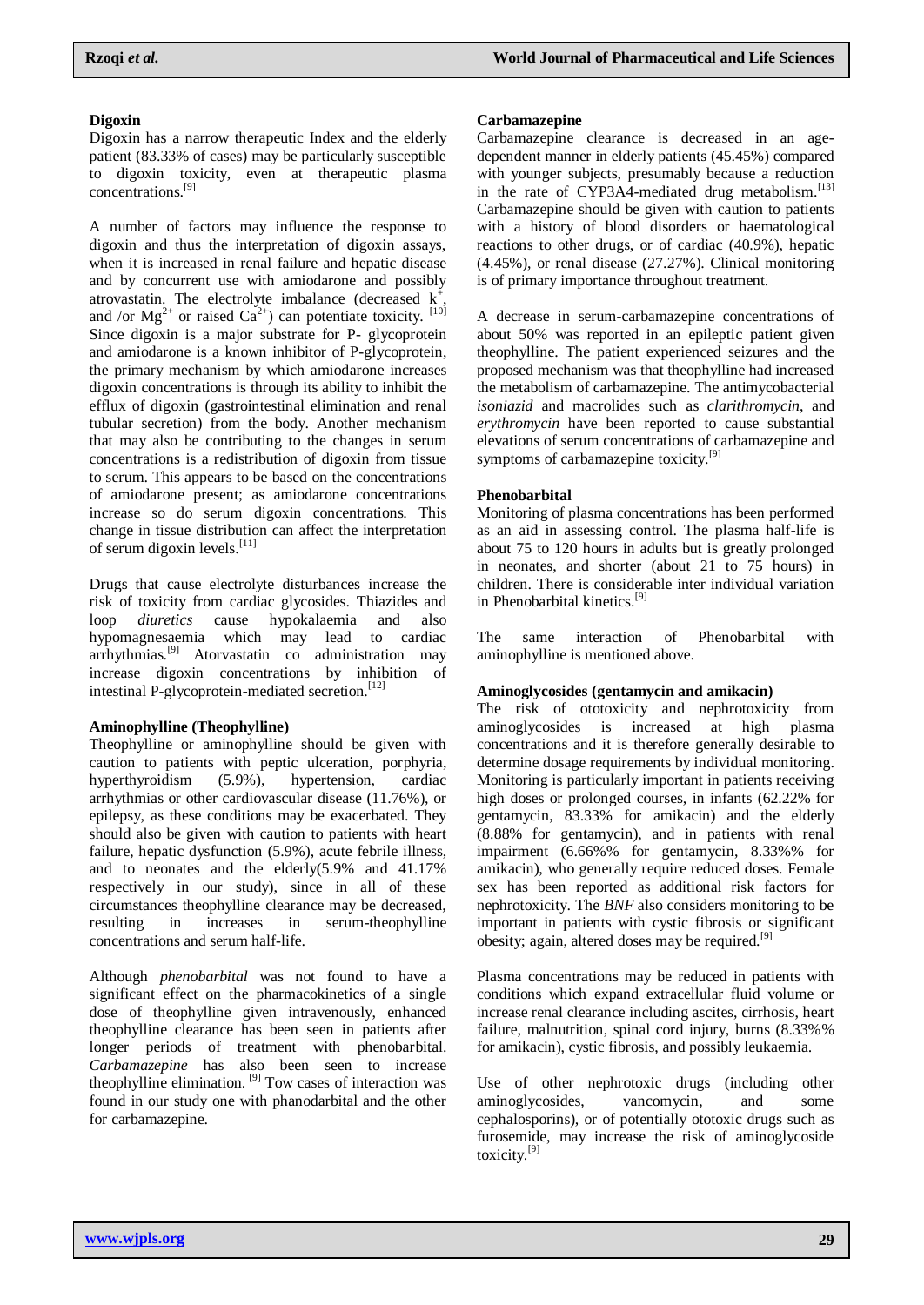### Digoxin

Digoxin has a narrow therapeutic Index and the elderly patient (83.33% of cases) may be particularly susceptible to digoxin toxicity, even at therapeutic plasma concentrations.[9]

A number of factors may influence the response to digoxin and thus the interpretation of digoxin assays, when it is increased in renal failure and hepatic disease and by concurrent use with amiodarone and possibly atrovastatin. The electrolyte imbalance (decreased $k^+$, and /or $Mg^{2+}$ or raised $Ca^{2+}$) can potentiate toxicity. [10] Since digoxin is a major substrate for P- glycoprotein and amiodarone is a known inhibitor of P-glycoprotein, the primary mechanism by which amiodarone increases digoxin concentrations is through its ability to inhibit the efflux of digoxin (gastrointestinal elimination and renal tubular secretion) from the body. Another mechanism that may also be contributing to the changes in serum concentrations is a redistribution of digoxin from tissue to serum. This appears to be based on the concentrations of amiodarone present; as amiodarone concentrations increase so do serum digoxin concentrations. This change in tissue distribution can affect the interpretation of serum digoxin levels.[11]

Drugs that cause electrolyte disturbances increase the risk of toxicity from cardiac glycosides. Thiazides and loop *diuretics* cause hypokalaemia and also hypomagnesaemia which may lead to cardiac arrhythmias.[9] Atorvastatin co administration may increase digoxin concentrations by inhibition of intestinal P-glycoprotein-mediated secretion.[12]

### Aminophylline (Theophylline)

Theophylline or aminophylline should be given with caution to patients with peptic ulceration, porphyria, hyperthyroidism (5.9%), hypertension, cardiac arrhythmias or other cardiovascular disease (11.76%), or epilepsy, as these conditions may be exacerbated. They should also be given with caution to patients with heart failure, hepatic dysfunction (5.9%), acute febrile illness, and to neonates and the elderly(5.9% and 41.17% respectively in our study), since in all of these circumstances theophylline clearance may be decreased, resulting in increases in serum-theophylline concentrations and serum half-life.

Although *phenobarbital* was not found to have a significant effect on the pharmacokinetics of a single dose of theophylline given intravenously, enhanced theophylline clearance has been seen in patients after longer periods of treatment with phenobarbital. *Carbamazepine* has also been seen to increase theophylline elimination. [9] Tow cases of interaction was found in our study one with phanodarbital and the other for carbamazepine.

### Carbamazepine

Carbamazepine clearance is decreased in an age-dependent manner in elderly patients (45.45%) compared with younger subjects, presumably because a reduction in the rate of CYP3A4-mediated drug metabolism.[13] Carbamazepine should be given with caution to patients with a history of blood disorders or haematological reactions to other drugs, or of cardiac (40.9%), hepatic (4.45%), or renal disease (27.27%). Clinical monitoring is of primary importance throughout treatment.

A decrease in serum-carbamazepine concentrations of about 50% was reported in an epileptic patient given theophylline. The patient experienced seizures and the proposed mechanism was that theophylline had increased the metabolism of carbamazepine. The antimycobacterial *isoniazid* and macrolides such as *clarithromycin*, and *erythromycin* have been reported to cause substantial elevations of serum concentrations of carbamazepine and symptoms of carbamazepine toxicity.[9]

### Phenobarbital

Monitoring of plasma concentrations has been performed as an aid in assessing control. The plasma half-life is about 75 to 120 hours in adults but is greatly prolonged in neonates, and shorter (about 21 to 75 hours) in children. There is considerable inter individual variation in Phenobarbital kinetics.[9]

The same interaction of Phenobarbital with aminophylline is mentioned above.

### Aminoglycosides (gentamycin and amikacin)

The risk of ototoxicity and nephrotoxicity from aminoglycosides is increased at high plasma concentrations and it is therefore generally desirable to determine dosage requirements by individual monitoring. Monitoring is particularly important in patients receiving high doses or prolonged courses, in infants (62.22% for gentamycin, 83.33% for amikacin) and the elderly (8.88% for gentamycin), and in patients with renal impairment (6.66%% for gentamycin, 8.33%% for amikacin), who generally require reduced doses. Female sex has been reported as additional risk factors for nephrotoxicity. The *BNF* also considers monitoring to be important in patients with cystic fibrosis or significant obesity; again, altered doses may be required.[9]

Plasma concentrations may be reduced in patients with conditions which expand extracellular fluid volume or increase renal clearance including ascites, cirrhosis, heart failure, malnutrition, spinal cord injury, burns (8.33%% for amikacin), cystic fibrosis, and possibly leukaemia.

Use of other nephrotoxic drugs (including other aminoglycosides, vancomycin, and some cephalosporins), or of potentially ototoxic drugs such as furosemide, may increase the risk of aminoglycoside toxicity.[9]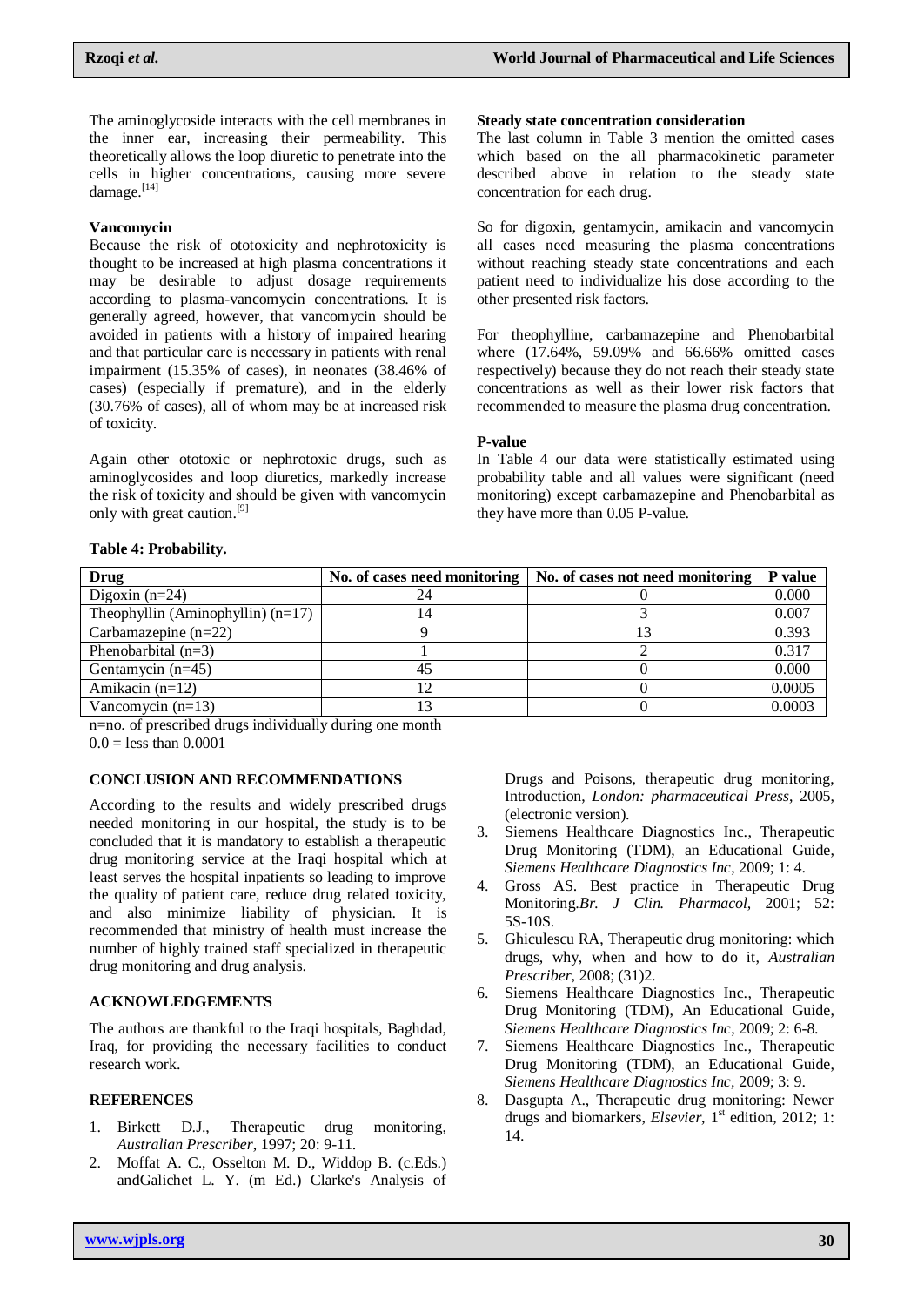The aminoglycoside interacts with the cell membranes in the inner ear, increasing their permeability. This theoretically allows the loop diuretic to penetrate into the cells in higher concentrations, causing more severe damage.[14]

### Vancomycin

Because the risk of ototoxicity and nephrotoxicity is thought to be increased at high plasma concentrations it may be desirable to adjust dosage requirements according to plasma-vancomycin concentrations. It is generally agreed, however, that vancomycin should be avoided in patients with a history of impaired hearing and that particular care is necessary in patients with renal impairment (15.35% of cases), in neonates (38.46% of cases) (especially if premature), and in the elderly (30.76% of cases), all of whom may be at increased risk of toxicity.

Again other ototoxic or nephrotoxic drugs, such as aminoglycosides and loop diuretics, markedly increase the risk of toxicity and should be given with vancomycin only with great caution.[9]

### Steady state concentration consideration

The last column in Table 3 mention the omitted cases which based on the all pharmacokinetic parameter described above in relation to the steady state concentration for each drug.

So for digoxin, gentamycin, amikacin and vancomycin all cases need measuring the plasma concentrations without reaching steady state concentrations and each patient need to individualize his dose according to the other presented risk factors.

For theophylline, carbamazepine and Phenobarbital where (17.64%, 59.09% and 66.66% omitted cases respectively) because they do not reach their steady state concentrations as well as their lower risk factors that recommended to measure the plasma drug concentration.

### P-value

In Table 4 our data were statistically estimated using probability table and all values were significant (need monitoring) except carbamazepine and Phenobarbital as they have more than 0.05 P-value.

**Table 4: Probability.**

| Drug | No. of cases need monitoring | No. of cases not need monitoring | P value |
|---|---|---|---|
| Digoxin (n=24) | 24 | 0 | 0.000 |
| Theophyllin (Aminophyllin) (n=17) | 14 | 3 | 0.007 |
| Carbamazepine (n=22) | 9 | 13 | 0.393 |
| Phenobarbital (n=3) | 1 | 2 | 0.317 |
| Gentamycin (n=45) | 45 | 0 | 0.000 |
| Amikacin (n=12) | 12 | 0 | 0.0005 |
| Vancomycin (n=13) | 13 | 0 | 0.0003 |

n=no. of prescribed drugs individually during one month
0.0 = less than 0.0001

## CONCLUSION AND RECOMMENDATIONS

According to the results and widely prescribed drugs needed monitoring in our hospital, the study is to be concluded that it is mandatory to establish a therapeutic drug monitoring service at the Iraqi hospital which at least serves the hospital inpatients so leading to improve the quality of patient care, reduce drug related toxicity, and also minimize liability of physician. It is recommended that ministry of health must increase the number of highly trained staff specialized in therapeutic drug monitoring and drug analysis.

## ACKNOWLEDGEMENTS

The authors are thankful to the Iraqi hospitals, Baghdad, Iraq, for providing the necessary facilities to conduct research work.

## REFERENCES

1. Birkett D.J., Therapeutic drug monitoring, *Australian Prescriber*, 1997; 20: 9-11.
2. Moffat A. C., Osselton M. D., Widdop B. (c.Eds.) andGalichet L. Y. (m Ed.) Clarke's Analysis of Drugs and Poisons, therapeutic drug monitoring, Introduction, *London: pharmaceutical Press*, 2005, (electronic version).
3. Siemens Healthcare Diagnostics Inc., Therapeutic Drug Monitoring (TDM), an Educational Guide, *Siemens Healthcare Diagnostics Inc*, 2009; 1: 4.
4. Gross AS. Best practice in Therapeutic Drug Monitoring.*Br. J Clin. Pharmacol*, 2001; 52: 5S-10S.
5. Ghiculescu RA, Therapeutic drug monitoring: which drugs, why, when and how to do it, *Australian Prescriber*, 2008; (31)2.
6. Siemens Healthcare Diagnostics Inc., Therapeutic Drug Monitoring (TDM), An Educational Guide, *Siemens Healthcare Diagnostics Inc*, 2009; 2: 6-8.
7. Siemens Healthcare Diagnostics Inc., Therapeutic Drug Monitoring (TDM), an Educational Guide, *Siemens Healthcare Diagnostics Inc*, 2009; 3: 9.
8. Dasgupta A., Therapeutic drug monitoring: Newer drugs and biomarkers, *Elsevier*, 1st edition, 2012; 1: 14.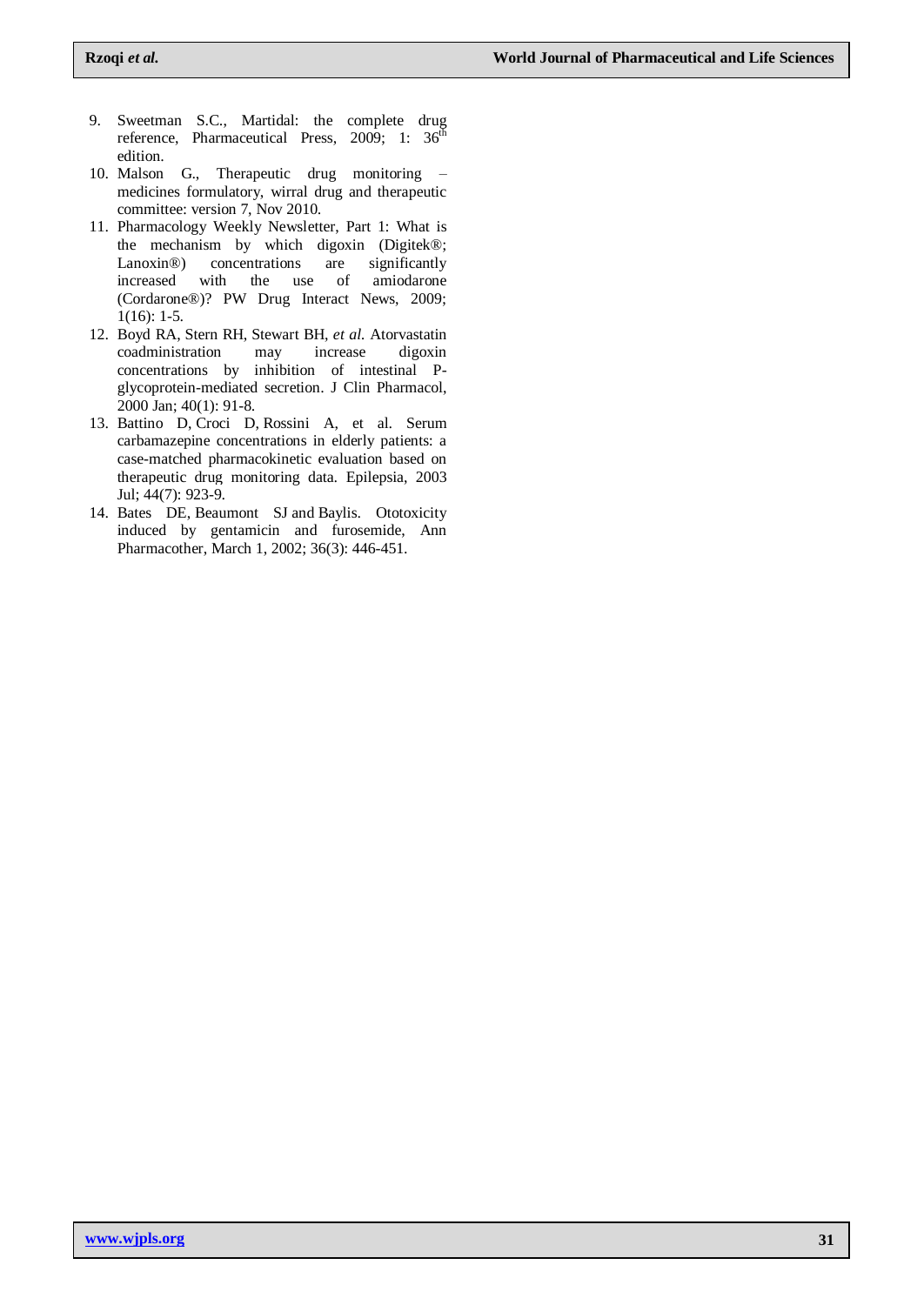9. Sweetman S.C., Martidal: the complete drug reference, Pharmaceutical Press, 2009; 1: 36th edition.
10. Malson G., Therapeutic drug monitoring – medicines formulatory, wirral drug and therapeutic committee: version 7, Nov 2010.
11. Pharmacology Weekly Newsletter, Part 1: What is the mechanism by which digoxin (Digitek®; Lanoxin®) concentrations are significantly increased with the use of amiodarone (Cordarone®)? PW Drug Interact News, 2009; 1(16): 1-5.
12. Boyd RA, Stern RH, Stewart BH, *et al.* Atorvastatin coadministration may increase digoxin concentrations by inhibition of intestinal P-glycoprotein-mediated secretion. J Clin Pharmacol, 2000 Jan; 40(1): 91-8.
13. Battino D, Croci D, Rossini A, et al. Serum carbamazepine concentrations in elderly patients: a case-matched pharmacokinetic evaluation based on therapeutic drug monitoring data. Epilepsia, 2003 Jul; 44(7): 923-9.
14. Bates DE, Beaumont SJ and Baylis. Ototoxicity induced by gentamicin and furosemide, Ann Pharmacother, March 1, 2002; 36(3): 446-451.